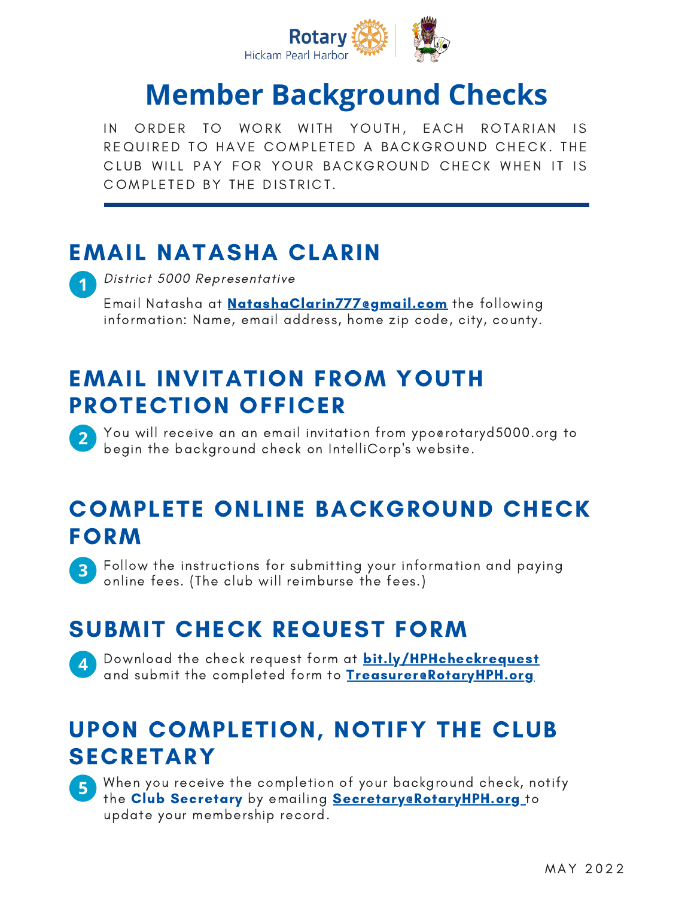Rotary
Hickam Pearl Harbor

# Member Background Checks

IN ORDER TO WORK WITH YOUTH, EACH ROTARIAN IS REQUIRED TO HAVE COMPLETED A BACKGROUND CHECK. THE CLUB WILL PAY FOR YOUR BACKGROUND CHECK WHEN IT IS COMPLETED BY THE DISTRICT.

## EMAIL NATASHA CLARIN

1. *District 5000 Representative*

   Email Natasha at **NatashaClarin777@gmail.com** the following information: Name, email address, home zip code, city, county.

## EMAIL INVITATION FROM YOUTH PROTECTION OFFICER

2. You will receive an an email invitation from ypo@rotaryd5000.org to begin the background check on IntelliCorp's website.

## COMPLETE ONLINE BACKGROUND CHECK FORM

3. Follow the instructions for submitting your information and paying online fees. (The club will reimburse the fees.)

## SUBMIT CHECK REQUEST FORM

4. Download the check request form at **bit.ly/HPHcheckrequest** and submit the completed form to **Treasurer@RotaryHPH.org**

## UPON COMPLETION, NOTIFY THE CLUB SECRETARY

5. When you receive the completion of your background check, notify the **Club Secretary** by emailing **Secretary@RotaryHPH.org** to update your membership record.

MAY 2022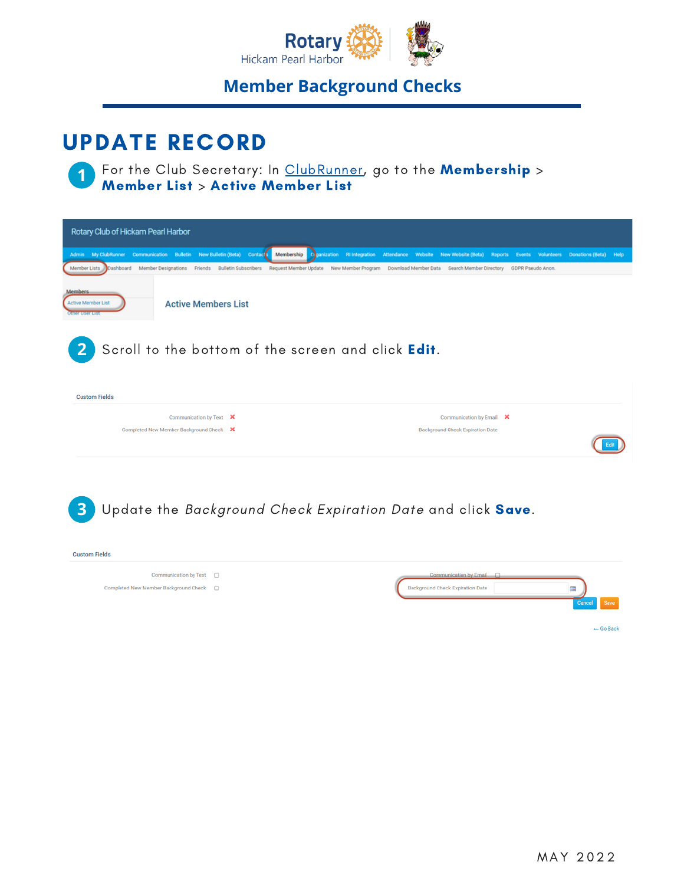# Member Background Checks

## UPDATE RECORD

1. For the Club Secretary: In ClubRunner, go to the **Membership** > **Member List** > **Active Member List**

Rotary Club of Hickam Pearl Harbor

Admin My ClubRunner Communication Bulletin New Bulletin (Beta) Contacts Membership Organization RI Integration Attendance Website New Website (Beta) Reports Events Volunteers Donations (Beta) Help

Member Lists Dashboard Member Designations Friends Bulletin Subscribers Request Member Update New Member Program Download Member Data Search Member Directory GDPR Pseudo Anon.

Members

Active Member List

Other User List

Active Members List

2. Scroll to the bottom of the screen and click **Edit**.

Custom Fields

Communication by Text ✖ Communication by Email ✖

Completed New Member Background Check ✖ Background Check Expiration Date

Edit

3. Update the *Background Check Expiration Date* and click **Save**.

Custom Fields

Communication by Text ☐ Communication by Email ☐

Completed New Member Background Check ☐ Background Check Expiration Date

Cancel Save

← Go Back

MAY 2022